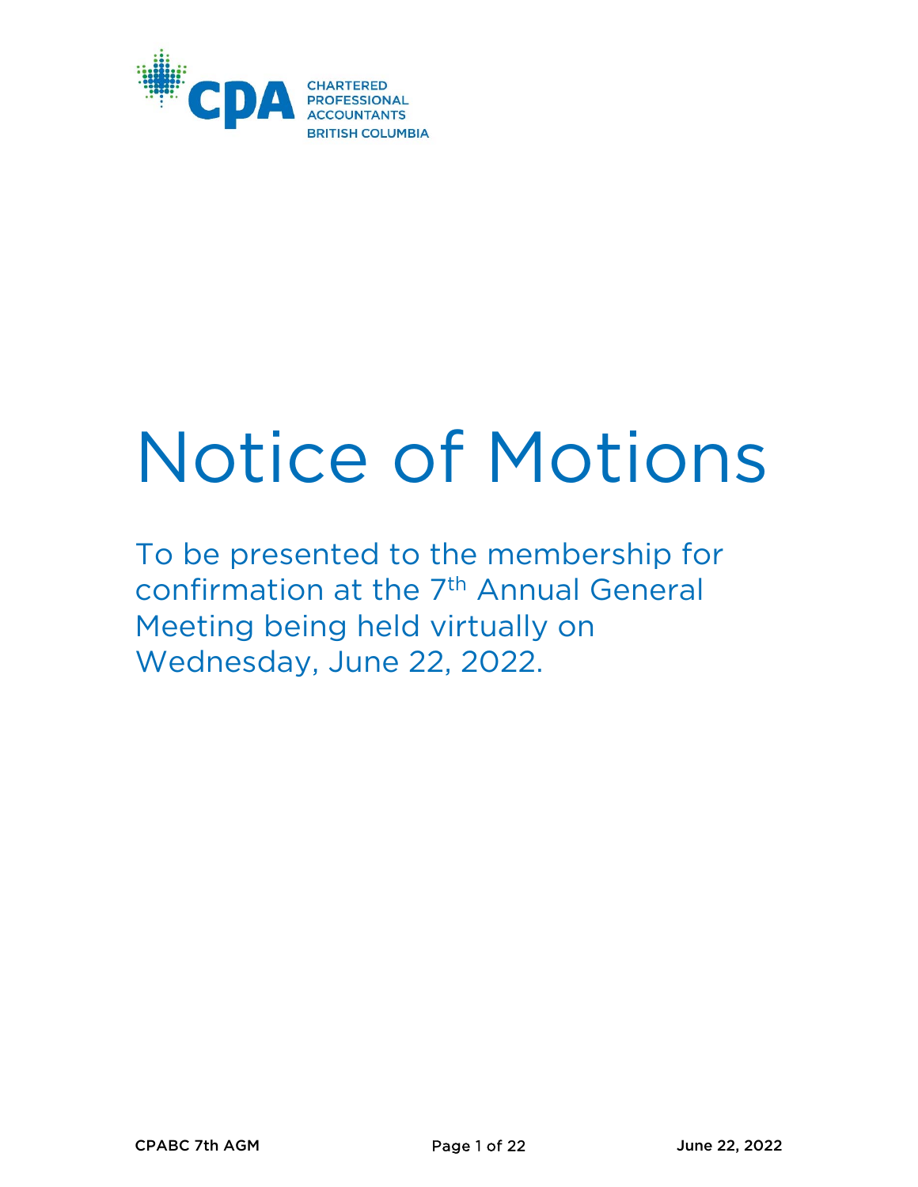CHARTERED PROFESSIONAL ACCOUNTANTS BRITISH COLUMBIA

# Notice of Motions

To be presented to the membership for confirmation at the 7th Annual General Meeting being held virtually on Wednesday, June 22, 2022.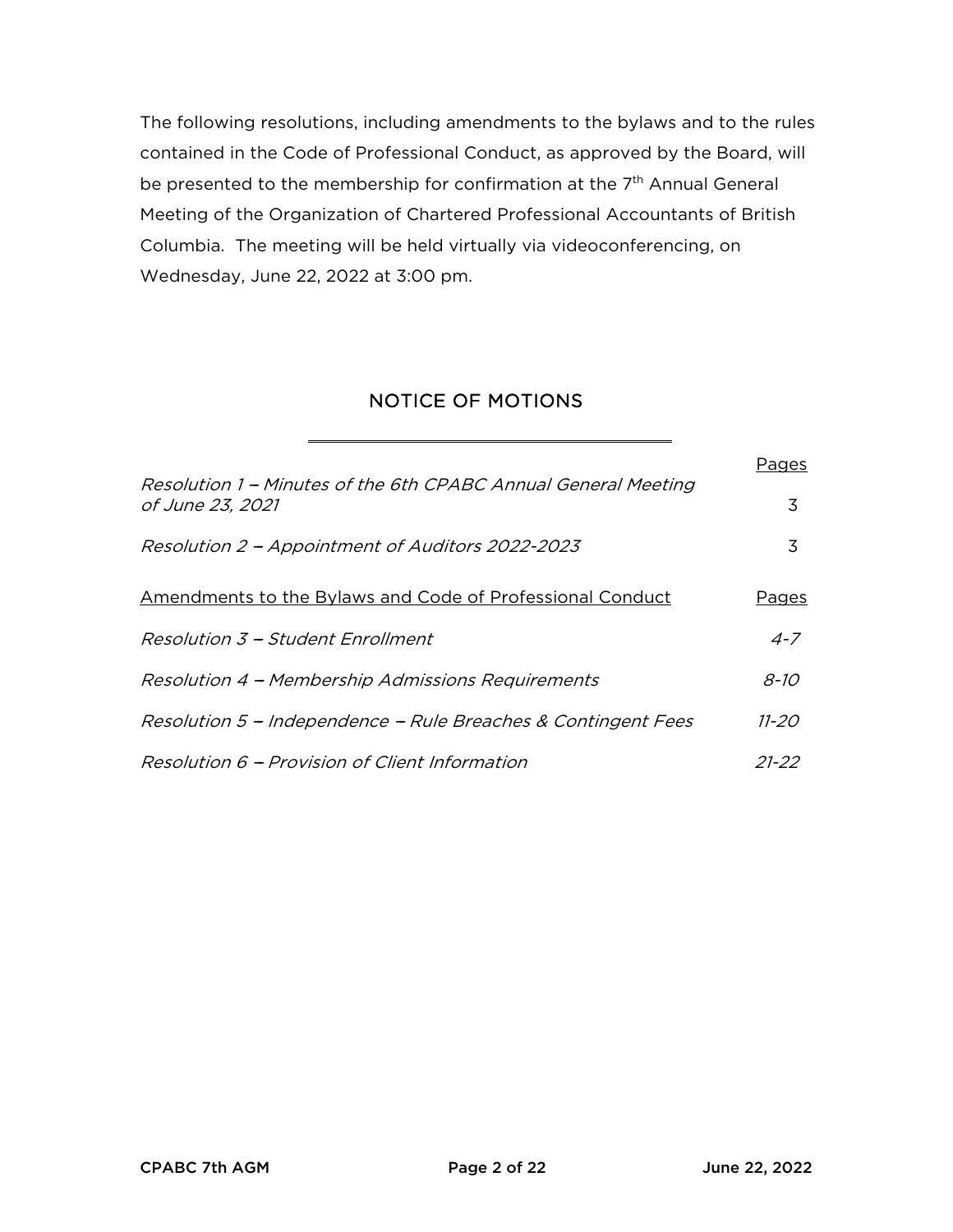The following resolutions, including amendments to the bylaws and to the rules contained in the Code of Professional Conduct, as approved by the Board, will be presented to the membership for confirmation at the 7th Annual General Meeting of the Organization of Chartered Professional Accountants of British Columbia. The meeting will be held virtually via videoconferencing, on Wednesday, June 22, 2022 at 3:00 pm.

## NOTICE OF MOTIONS

| | Pages |
|---|---|
| *Resolution 1 – Minutes of the 6th CPABC Annual General Meeting of June 23, 2021* | 3 |
| *Resolution 2 – Appointment of Auditors 2022-2023* | 3 |

| Amendments to the Bylaws and Code of Professional Conduct | Pages |
|---|---|
| *Resolution 3 – Student Enrollment* | *4-7* |
| *Resolution 4 – Membership Admissions Requirements* | *8-10* |
| *Resolution 5 – Independence – Rule Breaches & Contingent Fees* | *11-20* |
| *Resolution 6 – Provision of Client Information* | *21-22* |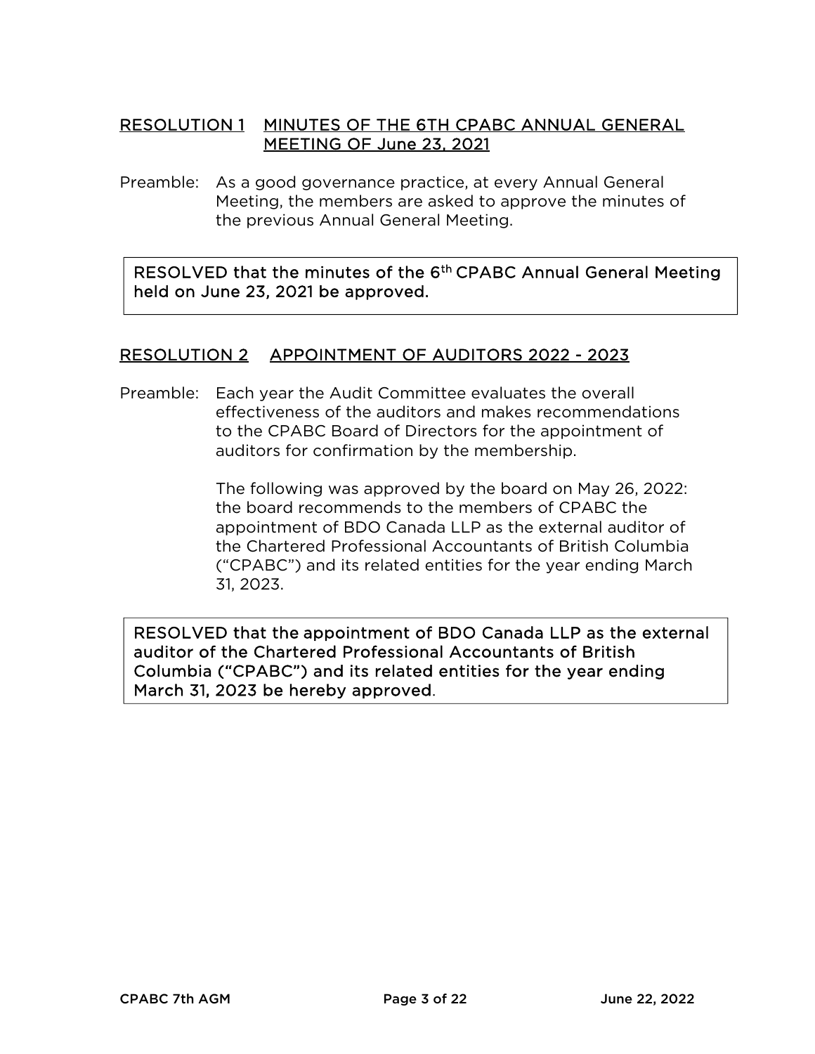## RESOLUTION 1 MINUTES OF THE 6TH CPABC ANNUAL GENERAL MEETING OF June 23, 2021

Preamble: As a good governance practice, at every Annual General Meeting, the members are asked to approve the minutes of the previous Annual General Meeting.

> RESOLVED that the minutes of the 6th CPABC Annual General Meeting held on June 23, 2021 be approved.

## RESOLUTION 2 APPOINTMENT OF AUDITORS 2022 - 2023

Preamble: Each year the Audit Committee evaluates the overall effectiveness of the auditors and makes recommendations to the CPABC Board of Directors for the appointment of auditors for confirmation by the membership.

The following was approved by the board on May 26, 2022: the board recommends to the members of CPABC the appointment of BDO Canada LLP as the external auditor of the Chartered Professional Accountants of British Columbia ("CPABC") and its related entities for the year ending March 31, 2023.

> RESOLVED that the appointment of BDO Canada LLP as the external auditor of the Chartered Professional Accountants of British Columbia ("CPABC") and its related entities for the year ending March 31, 2023 be hereby approved.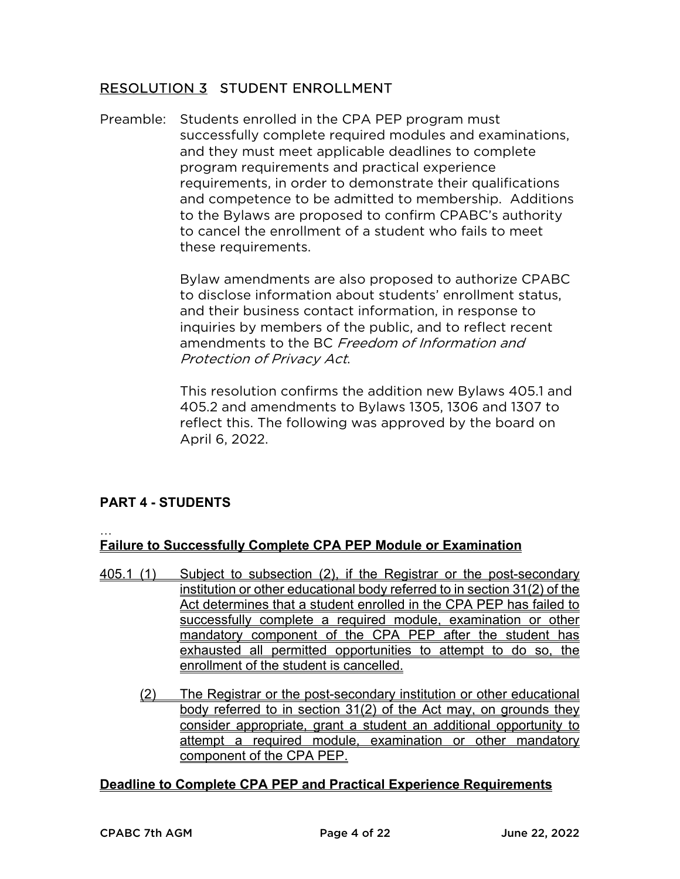## RESOLUTION 3 STUDENT ENROLLMENT

Preamble: Students enrolled in the CPA PEP program must successfully complete required modules and examinations, and they must meet applicable deadlines to complete program requirements and practical experience requirements, in order to demonstrate their qualifications and competence to be admitted to membership. Additions to the Bylaws are proposed to confirm CPABC's authority to cancel the enrollment of a student who fails to meet these requirements.

Bylaw amendments are also proposed to authorize CPABC to disclose information about students' enrollment status, and their business contact information, in response to inquiries by members of the public, and to reflect recent amendments to the BC *Freedom of Information and Protection of Privacy Act*.

This resolution confirms the addition new Bylaws 405.1 and 405.2 and amendments to Bylaws 1305, 1306 and 1307 to reflect this. The following was approved by the board on April 6, 2022.

### PART 4 - STUDENTS

…

**Failure to Successfully Complete CPA PEP Module or Examination**

405.1 (1) Subject to subsection (2), if the Registrar or the post-secondary institution or other educational body referred to in section 31(2) of the Act determines that a student enrolled in the CPA PEP has failed to successfully complete a required module, examination or other mandatory component of the CPA PEP after the student has exhausted all permitted opportunities to attempt to do so, the enrollment of the student is cancelled.

(2) The Registrar or the post-secondary institution or other educational body referred to in section 31(2) of the Act may, on grounds they consider appropriate, grant a student an additional opportunity to attempt a required module, examination or other mandatory component of the CPA PEP.

**Deadline to Complete CPA PEP and Practical Experience Requirements**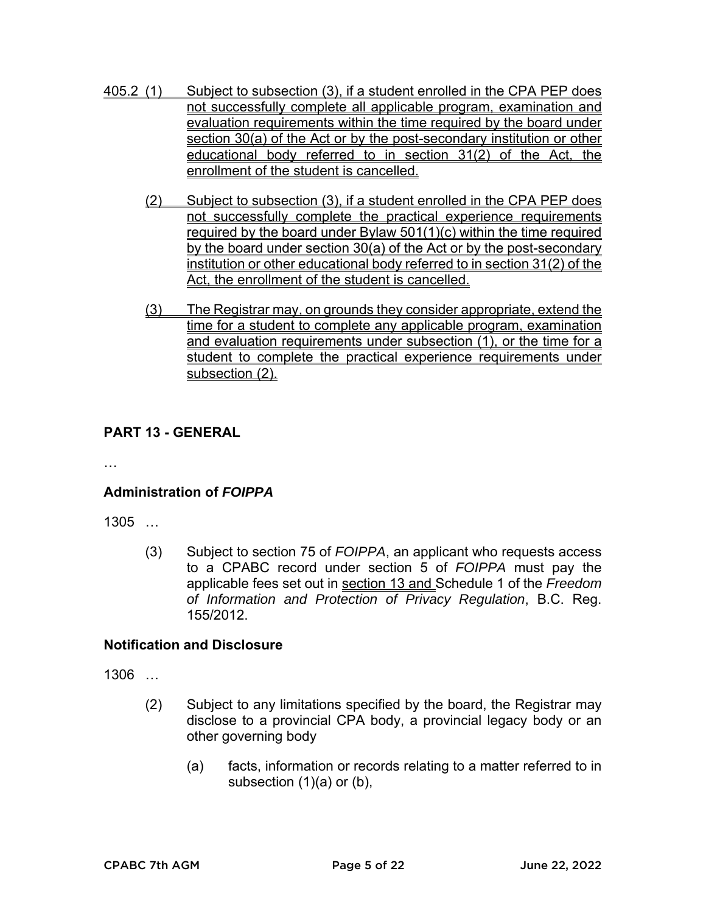405.2 (1) Subject to subsection (3), if a student enrolled in the CPA PEP does not successfully complete all applicable program, examination and evaluation requirements within the time required by the board under section 30(a) of the Act or by the post-secondary institution or other educational body referred to in section 31(2) of the Act, the enrollment of the student is cancelled.

(2) Subject to subsection (3), if a student enrolled in the CPA PEP does not successfully complete the practical experience requirements required by the board under Bylaw 501(1)(c) within the time required by the board under section 30(a) of the Act or by the post-secondary institution or other educational body referred to in section 31(2) of the Act, the enrollment of the student is cancelled.

(3) The Registrar may, on grounds they consider appropriate, extend the time for a student to complete any applicable program, examination and evaluation requirements under subsection (1), or the time for a student to complete the practical experience requirements under subsection (2).

## PART 13 - GENERAL

…

### Administration of *FOIPPA*

1305 …

(3) Subject to section 75 of *FOIPPA*, an applicant who requests access to a CPABC record under section 5 of *FOIPPA* must pay the applicable fees set out in section 13 and Schedule 1 of the *Freedom of Information and Protection of Privacy Regulation*, B.C. Reg. 155/2012.

### Notification and Disclosure

1306 …

(2) Subject to any limitations specified by the board, the Registrar may disclose to a provincial CPA body, a provincial legacy body or an other governing body

(a) facts, information or records relating to a matter referred to in subsection (1)(a) or (b),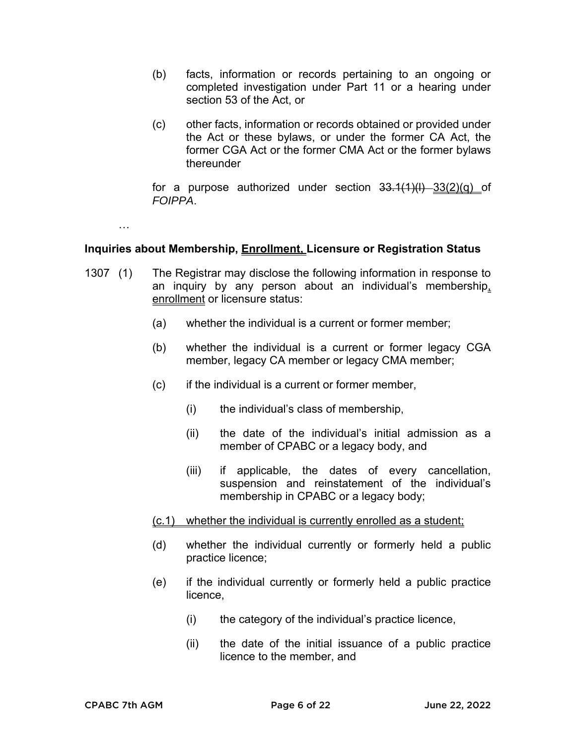(b) facts, information or records pertaining to an ongoing or completed investigation under Part 11 or a hearing under section 53 of the Act, or

(c) other facts, information or records obtained or provided under the Act or these bylaws, or under the former CA Act, the former CGA Act or the former CMA Act or the former bylaws thereunder

for a purpose authorized under section ~~33.1(1)(l)~~ <u>33(2)(q)</u> of *FOIPPA*.

…

### Inquiries about Membership, <u>Enrollment,</u> Licensure or Registration Status

1307 (1) The Registrar may disclose the following information in response to an inquiry by any person about an individual's membership<u>,</u> <u>enrollment</u> or licensure status:

(a) whether the individual is a current or former member;

(b) whether the individual is a current or former legacy CGA member, legacy CA member or legacy CMA member;

(c) if the individual is a current or former member,

(i) the individual's class of membership,

(ii) the date of the individual's initial admission as a member of CPABC or a legacy body, and

(iii) if applicable, the dates of every cancellation, suspension and reinstatement of the individual's membership in CPABC or a legacy body;

<u>(c.1) whether the individual is currently enrolled as a student;</u>

(d) whether the individual currently or formerly held a public practice licence;

(e) if the individual currently or formerly held a public practice licence,

(i) the category of the individual's practice licence,

(ii) the date of the initial issuance of a public practice licence to the member, and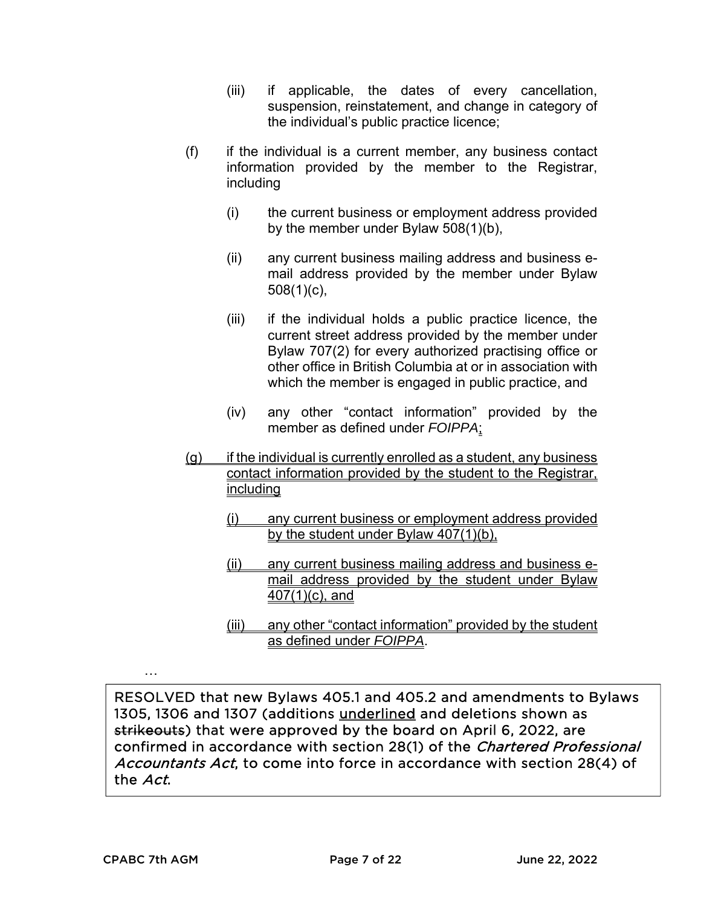(iii) if applicable, the dates of every cancellation, suspension, reinstatement, and change in category of the individual's public practice licence;

(f) if the individual is a current member, any business contact information provided by the member to the Registrar, including

(i) the current business or employment address provided by the member under Bylaw 508(1)(b),

(ii) any current business mailing address and business e-mail address provided by the member under Bylaw 508(1)(c),

(iii) if the individual holds a public practice licence, the current street address provided by the member under Bylaw 707(2) for every authorized practising office or other office in British Columbia at or in association with which the member is engaged in public practice, and

(iv) any other "contact information" provided by the member as defined under *FOIPPA*<u>;</u>

<u>(g) if the individual is currently enrolled as a student, any business contact information provided by the student to the Registrar, including</u>

<u>(i) any current business or employment address provided by the student under Bylaw 407(1)(b),</u>

<u>(ii) any current business mailing address and business e-mail address provided by the student under Bylaw 407(1)(c), and</u>

<u>(iii) any other "contact information" provided by the student as defined under *FOIPPA*</u>.

…

RESOLVED that new Bylaws 405.1 and 405.2 and amendments to Bylaws 1305, 1306 and 1307 (additions <u>underlined</u> and deletions shown as ~~strikeouts~~) that were approved by the board on April 6, 2022, are confirmed in accordance with section 28(1) of the *Chartered Professional Accountants Act*, to come into force in accordance with section 28(4) of the *Act*.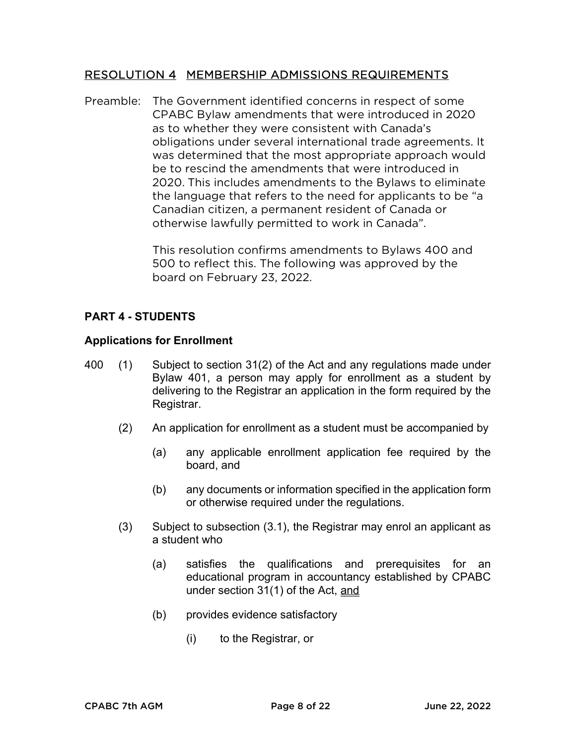## RESOLUTION 4 MEMBERSHIP ADMISSIONS REQUIREMENTS

Preamble: The Government identified concerns in respect of some CPABC Bylaw amendments that were introduced in 2020 as to whether they were consistent with Canada's obligations under several international trade agreements. It was determined that the most appropriate approach would be to rescind the amendments that were introduced in 2020. This includes amendments to the Bylaws to eliminate the language that refers to the need for applicants to be "a Canadian citizen, a permanent resident of Canada or otherwise lawfully permitted to work in Canada".

This resolution confirms amendments to Bylaws 400 and 500 to reflect this. The following was approved by the board on February 23, 2022.

### PART 4 - STUDENTS

#### Applications for Enrollment

400 (1) Subject to section 31(2) of the Act and any regulations made under Bylaw 401, a person may apply for enrollment as a student by delivering to the Registrar an application in the form required by the Registrar.

(2) An application for enrollment as a student must be accompanied by

(a) any applicable enrollment application fee required by the board, and

(b) any documents or information specified in the application form or otherwise required under the regulations.

(3) Subject to subsection (3.1), the Registrar may enrol an applicant as a student who

(a) satisfies the qualifications and prerequisites for an educational program in accountancy established by CPABC under section 31(1) of the Act, <u>and</u>

(b) provides evidence satisfactory

(i) to the Registrar, or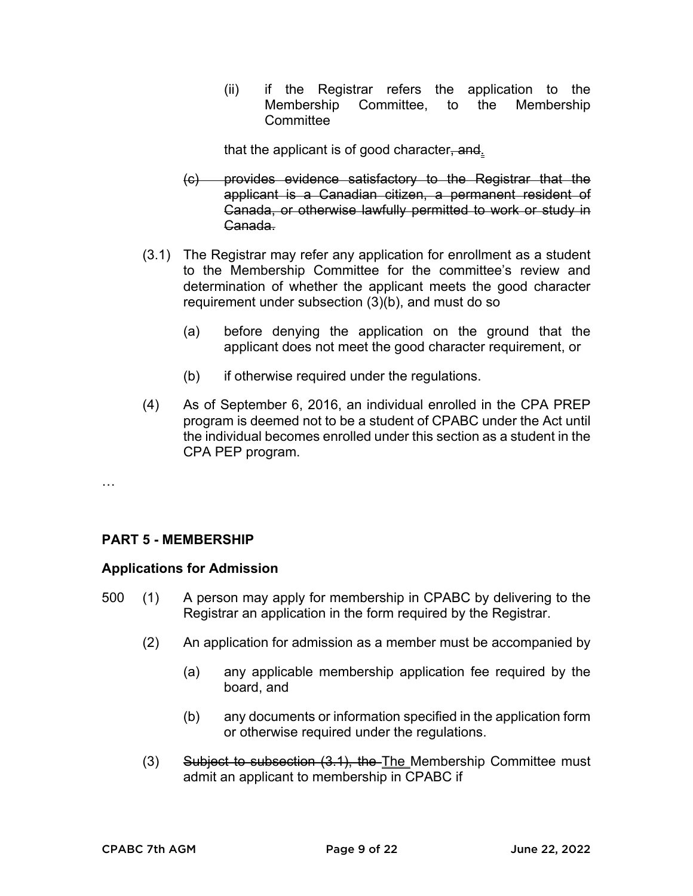(ii) if the Registrar refers the application to the Membership Committee, to the Membership Committee

that the applicant is of good character~~, and~~.

~~(c) provides evidence satisfactory to the Registrar that the applicant is a Canadian citizen, a permanent resident of Canada, or otherwise lawfully permitted to work or study in Canada.~~

(3.1) The Registrar may refer any application for enrollment as a student to the Membership Committee for the committee's review and determination of whether the applicant meets the good character requirement under subsection (3)(b), and must do so

(a) before denying the application on the ground that the applicant does not meet the good character requirement, or

(b) if otherwise required under the regulations.

(4) As of September 6, 2016, an individual enrolled in the CPA PREP program is deemed not to be a student of CPABC under the Act until the individual becomes enrolled under this section as a student in the CPA PEP program.

…

## PART 5 - MEMBERSHIP

### Applications for Admission

500 (1) A person may apply for membership in CPABC by delivering to the Registrar an application in the form required by the Registrar.

(2) An application for admission as a member must be accompanied by

(a) any applicable membership application fee required by the board, and

(b) any documents or information specified in the application form or otherwise required under the regulations.

(3) ~~Subject to subsection (3.1), the~~ The Membership Committee must admit an applicant to membership in CPABC if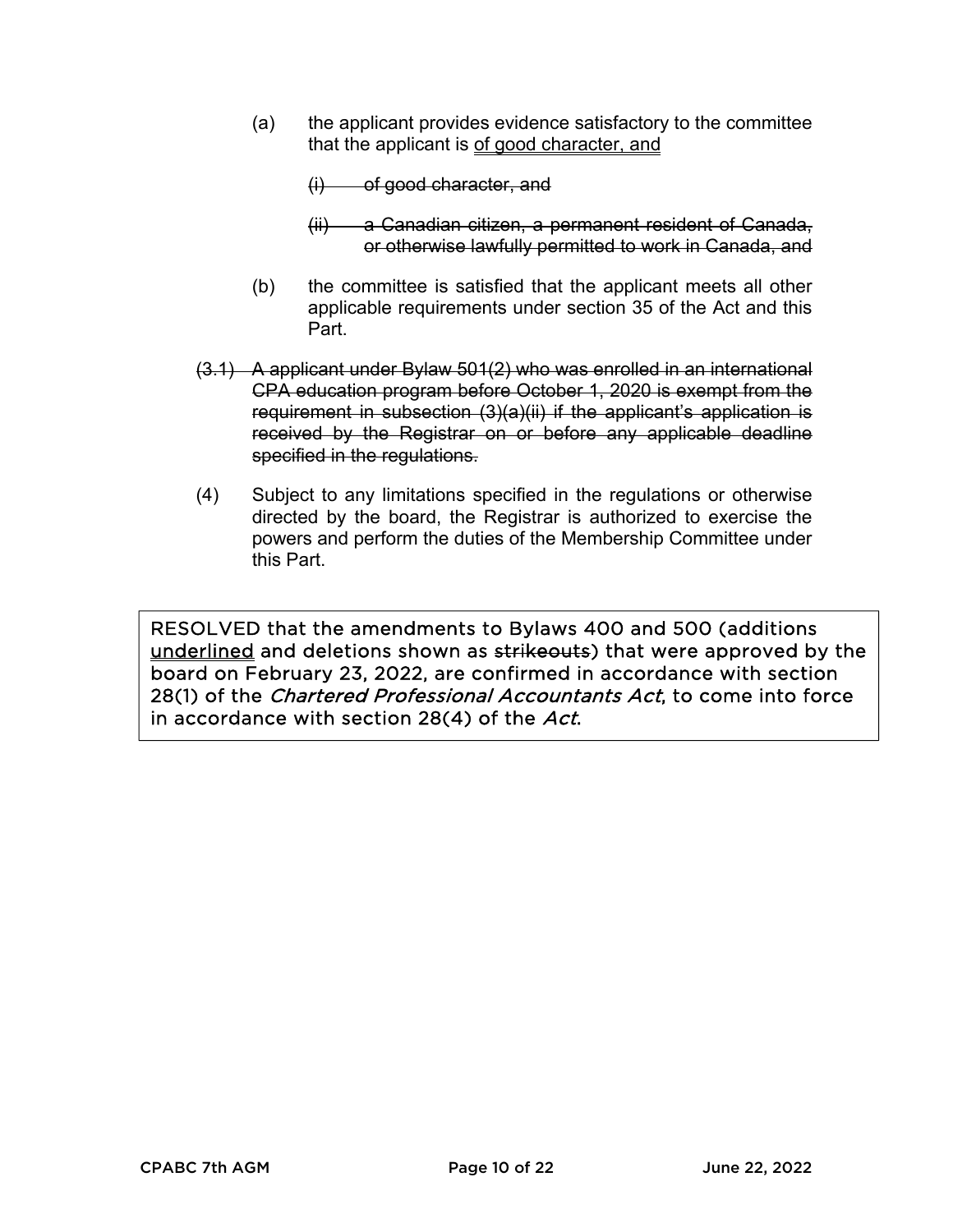(a) the applicant provides evidence satisfactory to the committee that the applicant is <u>of good character, and</u>

~~(i) of good character, and~~

~~(ii) a Canadian citizen, a permanent resident of Canada, or otherwise lawfully permitted to work in Canada, and~~

(b) the committee is satisfied that the applicant meets all other applicable requirements under section 35 of the Act and this Part.

~~(3.1) A applicant under Bylaw 501(2) who was enrolled in an international CPA education program before October 1, 2020 is exempt from the requirement in subsection (3)(a)(ii) if the applicant's application is received by the Registrar on or before any applicable deadline specified in the regulations.~~

(4) Subject to any limitations specified in the regulations or otherwise directed by the board, the Registrar is authorized to exercise the powers and perform the duties of the Membership Committee under this Part.

> RESOLVED that the amendments to Bylaws 400 and 500 (additions <u>underlined</u> and deletions shown as ~~strikeouts~~) that were approved by the board on February 23, 2022, are confirmed in accordance with section 28(1) of the *Chartered Professional Accountants Act*, to come into force in accordance with section 28(4) of the *Act*.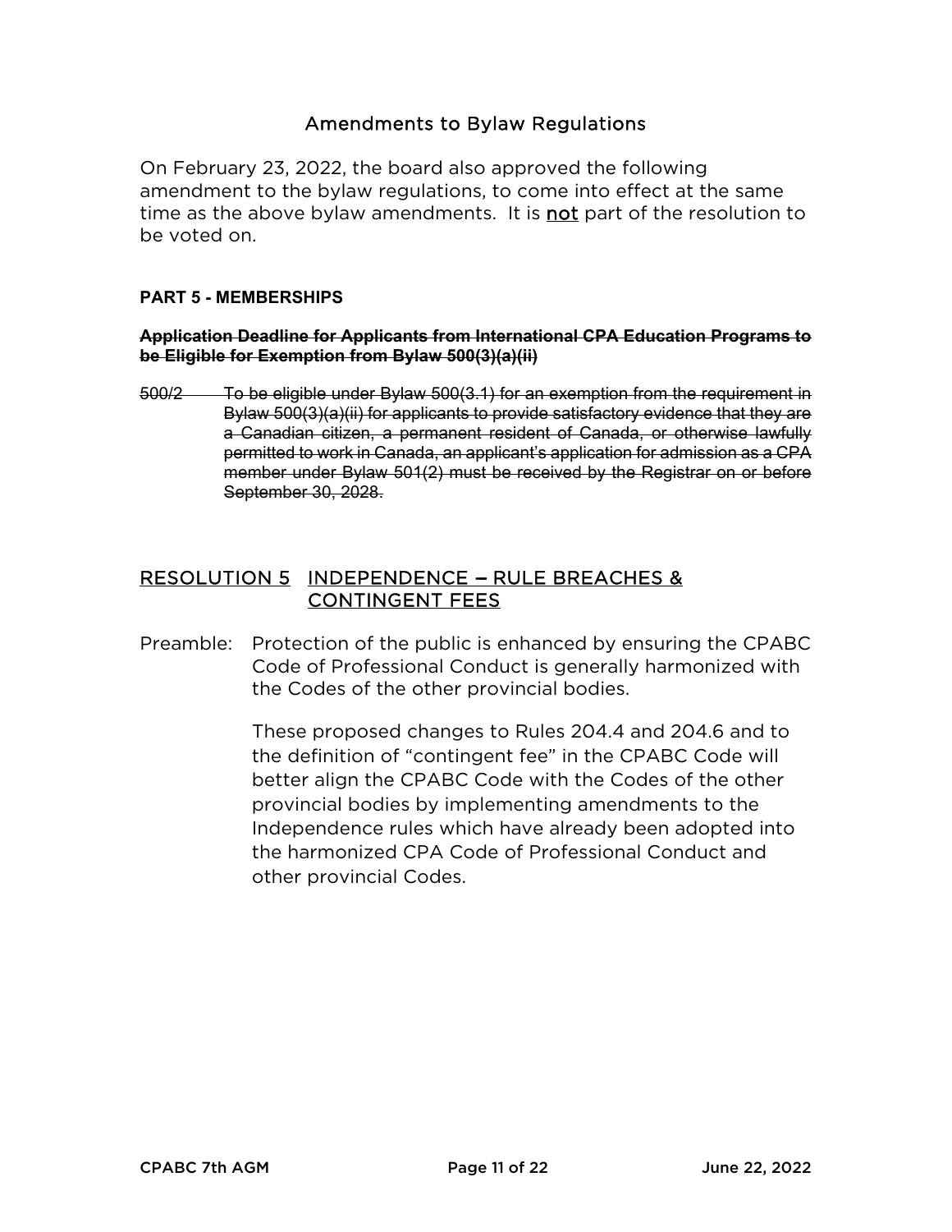## Amendments to Bylaw Regulations

On February 23, 2022, the board also approved the following amendment to the bylaw regulations, to come into effect at the same time as the above bylaw amendments. It is <u>not</u> part of the resolution to be voted on.

**PART 5 - MEMBERSHIPS**

~~**Application Deadline for Applicants from International CPA Education Programs to be Eligible for Exemption from Bylaw 500(3)(a)(ii)**~~

~~500/2 To be eligible under Bylaw 500(3.1) for an exemption from the requirement in Bylaw 500(3)(a)(ii) for applicants to provide satisfactory evidence that they are a Canadian citizen, a permanent resident of Canada, or otherwise lawfully permitted to work in Canada, an applicant's application for admission as a CPA member under Bylaw 501(2) must be received by the Registrar on or before September 30, 2028.~~

## <u>RESOLUTION 5 INDEPENDENCE – RULE BREACHES & CONTINGENT FEES</u>

Preamble: Protection of the public is enhanced by ensuring the CPABC Code of Professional Conduct is generally harmonized with the Codes of the other provincial bodies.

These proposed changes to Rules 204.4 and 204.6 and to the definition of "contingent fee" in the CPABC Code will better align the CPABC Code with the Codes of the other provincial bodies by implementing amendments to the Independence rules which have already been adopted into the harmonized CPA Code of Professional Conduct and other provincial Codes.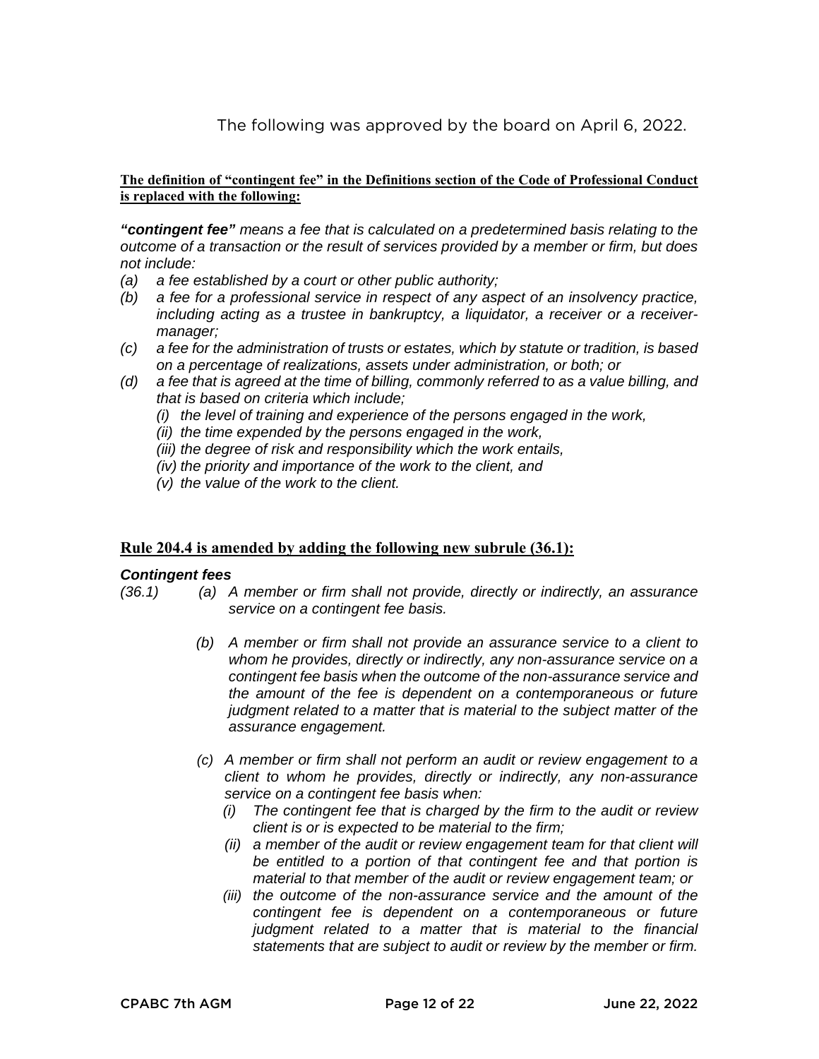The following was approved by the board on April 6, 2022.

**The definition of "contingent fee" in the Definitions section of the Code of Professional Conduct is replaced with the following:**

***"contingent fee"*** *means a fee that is calculated on a predetermined basis relating to the outcome of a transaction or the result of services provided by a member or firm, but does not include:*

*(a) a fee established by a court or other public authority;*

*(b) a fee for a professional service in respect of any aspect of an insolvency practice, including acting as a trustee in bankruptcy, a liquidator, a receiver or a receiver-manager;*

*(c) a fee for the administration of trusts or estates, which by statute or tradition, is based on a percentage of realizations, assets under administration, or both; or*

*(d) a fee that is agreed at the time of billing, commonly referred to as a value billing, and that is based on criteria which include;*

*(i) the level of training and experience of the persons engaged in the work,*

*(ii) the time expended by the persons engaged in the work,*

*(iii) the degree of risk and responsibility which the work entails,*

*(iv) the priority and importance of the work to the client, and*

*(v) the value of the work to the client.*

**Rule 204.4 is amended by adding the following new subrule (36.1):**

***Contingent fees***

*(36.1) (a) A member or firm shall not provide, directly or indirectly, an assurance service on a contingent fee basis.*

*(b) A member or firm shall not provide an assurance service to a client to whom he provides, directly or indirectly, any non-assurance service on a contingent fee basis when the outcome of the non-assurance service and the amount of the fee is dependent on a contemporaneous or future judgment related to a matter that is material to the subject matter of the assurance engagement.*

*(c) A member or firm shall not perform an audit or review engagement to a client to whom he provides, directly or indirectly, any non-assurance service on a contingent fee basis when:*

*(i) The contingent fee that is charged by the firm to the audit or review client is or is expected to be material to the firm;*

*(ii) a member of the audit or review engagement team for that client will be entitled to a portion of that contingent fee and that portion is material to that member of the audit or review engagement team; or*

*(iii) the outcome of the non-assurance service and the amount of the contingent fee is dependent on a contemporaneous or future judgment related to a matter that is material to the financial statements that are subject to audit or review by the member or firm.*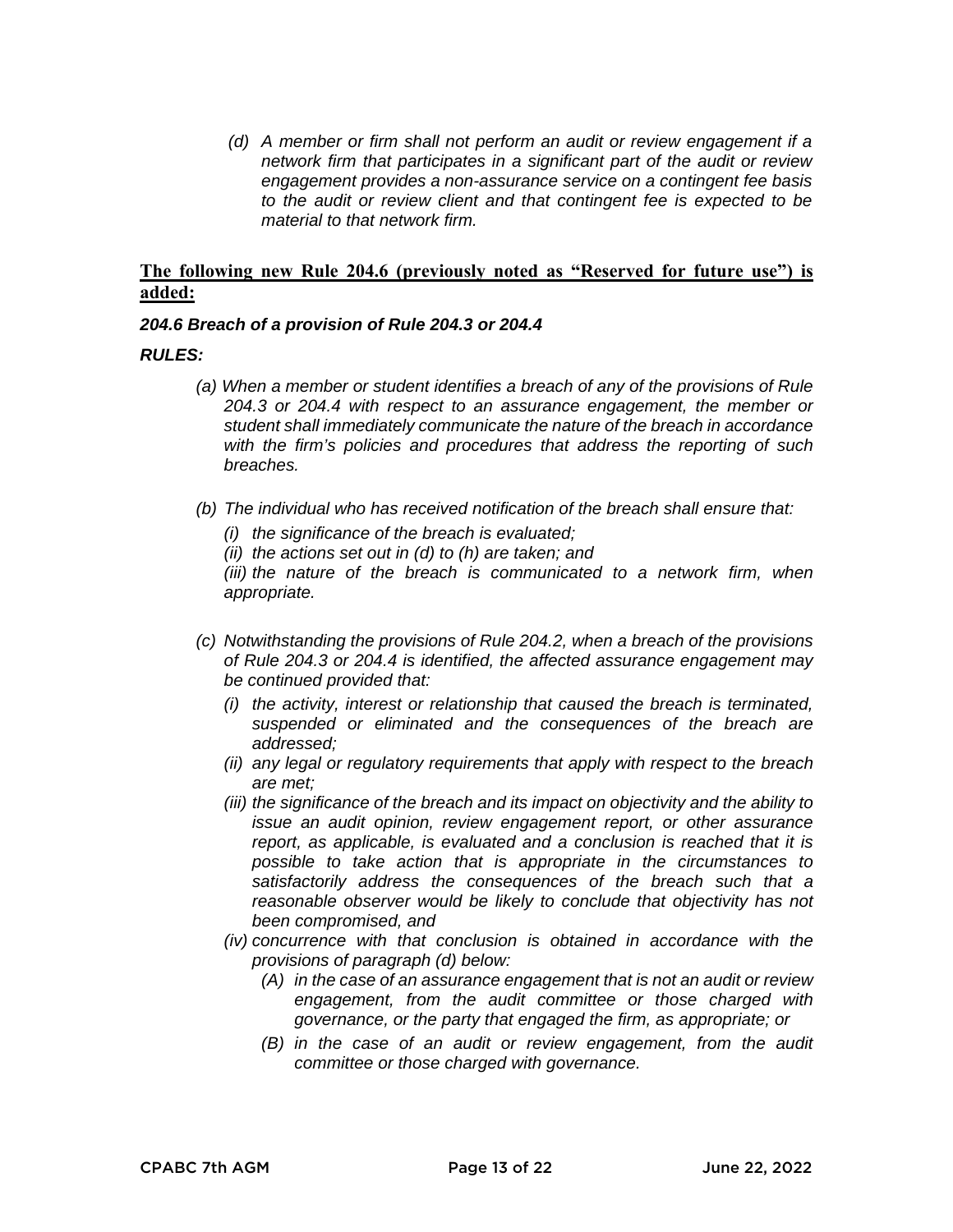*(d) A member or firm shall not perform an audit or review engagement if a network firm that participates in a significant part of the audit or review engagement provides a non-assurance service on a contingent fee basis to the audit or review client and that contingent fee is expected to be material to that network firm.*

**<u>The following new Rule 204.6 (previously noted as "Reserved for future use") is added:</u>**

***204.6 Breach of a provision of Rule 204.3 or 204.4***

***RULES:***

*(a) When a member or student identifies a breach of any of the provisions of Rule 204.3 or 204.4 with respect to an assurance engagement, the member or student shall immediately communicate the nature of the breach in accordance with the firm's policies and procedures that address the reporting of such breaches.*

*(b) The individual who has received notification of the breach shall ensure that:*

*(i) the significance of the breach is evaluated;*
*(ii) the actions set out in (d) to (h) are taken; and*
*(iii) the nature of the breach is communicated to a network firm, when appropriate.*

*(c) Notwithstanding the provisions of Rule 204.2, when a breach of the provisions of Rule 204.3 or 204.4 is identified, the affected assurance engagement may be continued provided that:*

*(i) the activity, interest or relationship that caused the breach is terminated, suspended or eliminated and the consequences of the breach are addressed;*
*(ii) any legal or regulatory requirements that apply with respect to the breach are met;*
*(iii) the significance of the breach and its impact on objectivity and the ability to issue an audit opinion, review engagement report, or other assurance report, as applicable, is evaluated and a conclusion is reached that it is possible to take action that is appropriate in the circumstances to satisfactorily address the consequences of the breach such that a reasonable observer would be likely to conclude that objectivity has not been compromised, and*
*(iv) concurrence with that conclusion is obtained in accordance with the provisions of paragraph (d) below:*
*(A) in the case of an assurance engagement that is not an audit or review engagement, from the audit committee or those charged with governance, or the party that engaged the firm, as appropriate; or*
*(B) in the case of an audit or review engagement, from the audit committee or those charged with governance.*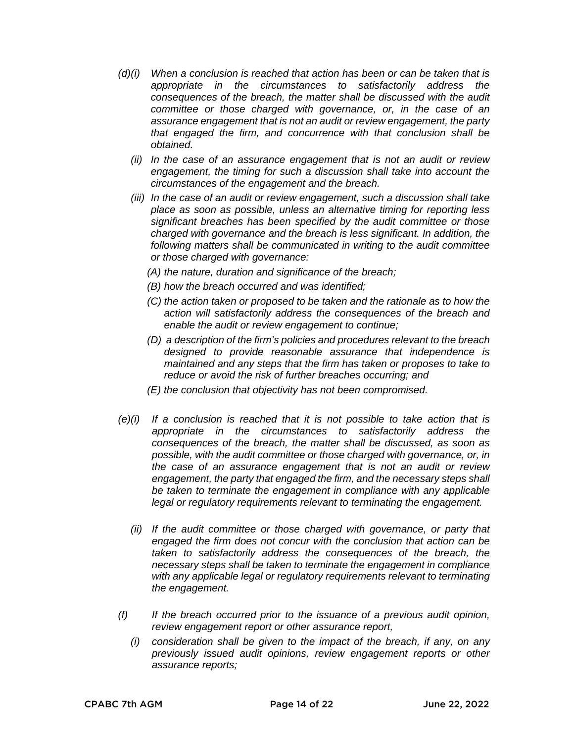*(d)(i) When a conclusion is reached that action has been or can be taken that is appropriate in the circumstances to satisfactorily address the consequences of the breach, the matter shall be discussed with the audit committee or those charged with governance, or, in the case of an assurance engagement that is not an audit or review engagement, the party that engaged the firm, and concurrence with that conclusion shall be obtained.*

*(ii) In the case of an assurance engagement that is not an audit or review engagement, the timing for such a discussion shall take into account the circumstances of the engagement and the breach.*

*(iii) In the case of an audit or review engagement, such a discussion shall take place as soon as possible, unless an alternative timing for reporting less significant breaches has been specified by the audit committee or those charged with governance and the breach is less significant. In addition, the following matters shall be communicated in writing to the audit committee or those charged with governance:*

*(A) the nature, duration and significance of the breach;*

*(B) how the breach occurred and was identified;*

*(C) the action taken or proposed to be taken and the rationale as to how the action will satisfactorily address the consequences of the breach and enable the audit or review engagement to continue;*

*(D) a description of the firm's policies and procedures relevant to the breach designed to provide reasonable assurance that independence is maintained and any steps that the firm has taken or proposes to take to reduce or avoid the risk of further breaches occurring; and*

*(E) the conclusion that objectivity has not been compromised.*

*(e)(i) If a conclusion is reached that it is not possible to take action that is appropriate in the circumstances to satisfactorily address the consequences of the breach, the matter shall be discussed, as soon as possible, with the audit committee or those charged with governance, or, in the case of an assurance engagement that is not an audit or review engagement, the party that engaged the firm, and the necessary steps shall be taken to terminate the engagement in compliance with any applicable legal or regulatory requirements relevant to terminating the engagement.*

*(ii) If the audit committee or those charged with governance, or party that engaged the firm does not concur with the conclusion that action can be taken to satisfactorily address the consequences of the breach, the necessary steps shall be taken to terminate the engagement in compliance with any applicable legal or regulatory requirements relevant to terminating the engagement.*

*(f) If the breach occurred prior to the issuance of a previous audit opinion, review engagement report or other assurance report,*

*(i) consideration shall be given to the impact of the breach, if any, on any previously issued audit opinions, review engagement reports or other assurance reports;*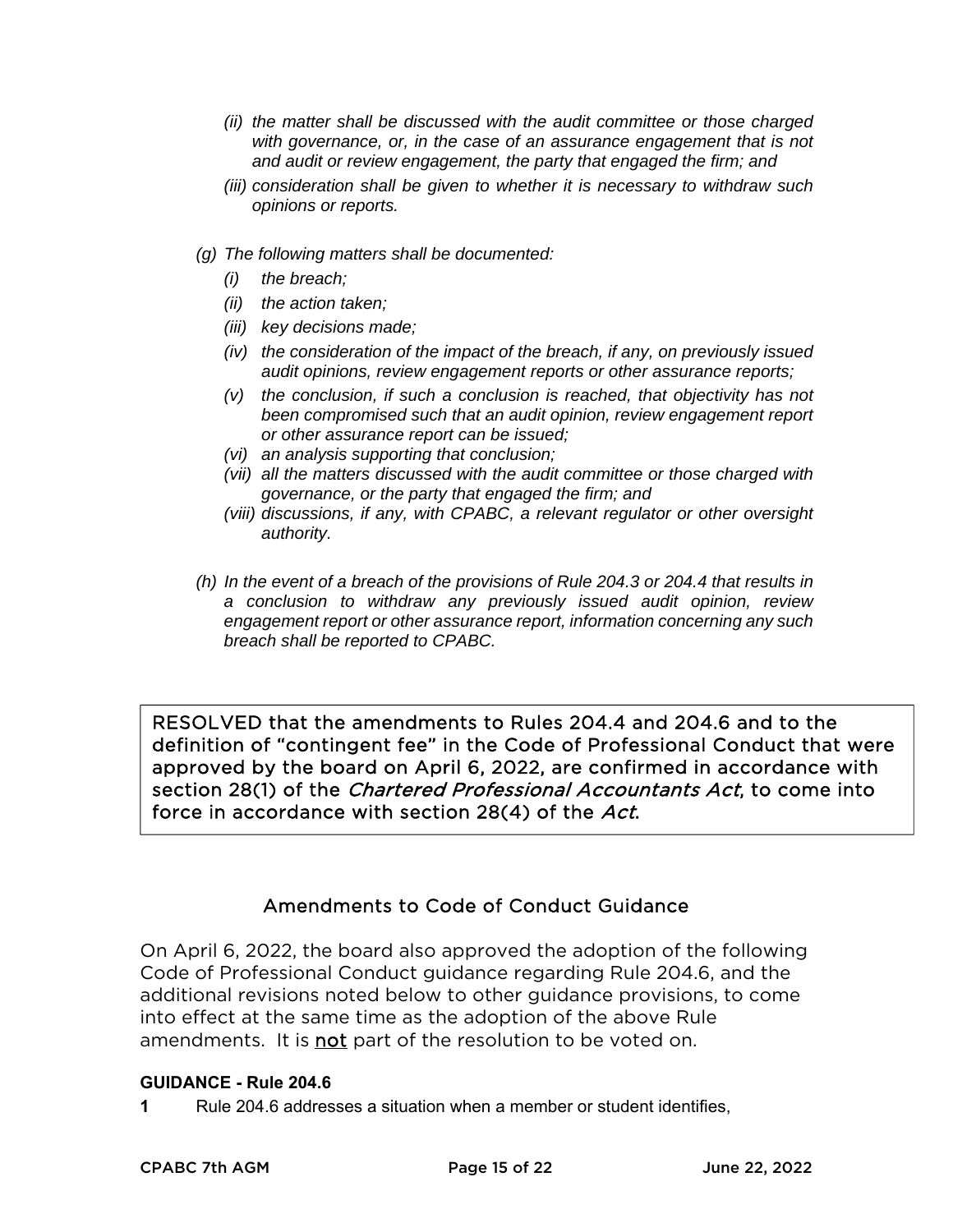*(ii) the matter shall be discussed with the audit committee or those charged with governance, or, in the case of an assurance engagement that is not and audit or review engagement, the party that engaged the firm; and*

*(iii) consideration shall be given to whether it is necessary to withdraw such opinions or reports.*

*(g) The following matters shall be documented:*

*(i) the breach;*

*(ii) the action taken;*

*(iii) key decisions made;*

*(iv) the consideration of the impact of the breach, if any, on previously issued audit opinions, review engagement reports or other assurance reports;*

*(v) the conclusion, if such a conclusion is reached, that objectivity has not been compromised such that an audit opinion, review engagement report or other assurance report can be issued;*

*(vi) an analysis supporting that conclusion;*

*(vii) all the matters discussed with the audit committee or those charged with governance, or the party that engaged the firm; and*

*(viii) discussions, if any, with CPABC, a relevant regulator or other oversight authority.*

*(h) In the event of a breach of the provisions of Rule 204.3 or 204.4 that results in a conclusion to withdraw any previously issued audit opinion, review engagement report or other assurance report, information concerning any such breach shall be reported to CPABC.*

RESOLVED that the amendments to Rules 204.4 and 204.6 and to the definition of "contingent fee" in the Code of Professional Conduct that were approved by the board on April 6, 2022, are confirmed in accordance with section 28(1) of the *Chartered Professional Accountants Act*, to come into force in accordance with section 28(4) of the *Act*.

## Amendments to Code of Conduct Guidance

On April 6, 2022, the board also approved the adoption of the following Code of Professional Conduct guidance regarding Rule 204.6, and the additional revisions noted below to other guidance provisions, to come into effect at the same time as the adoption of the above Rule amendments. It is not part of the resolution to be voted on.

**GUIDANCE - Rule 204.6**

**1** Rule 204.6 addresses a situation when a member or student identifies,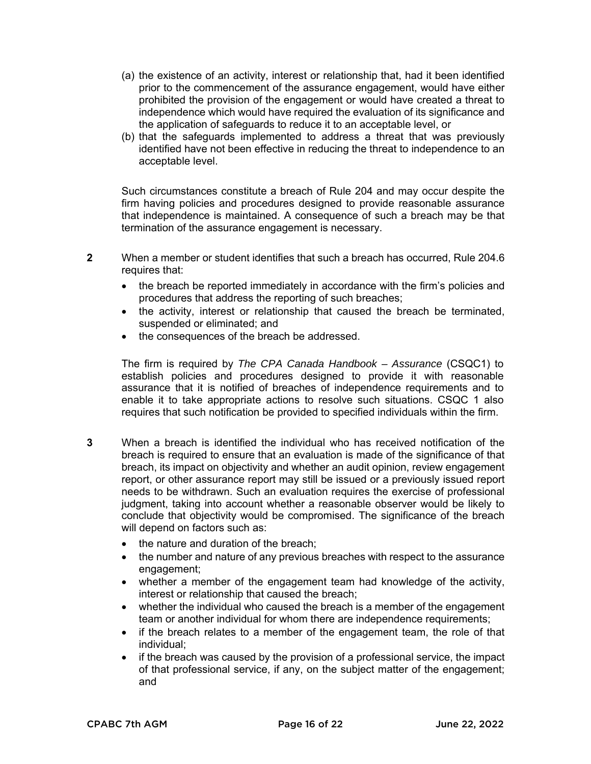(a) the existence of an activity, interest or relationship that, had it been identified prior to the commencement of the assurance engagement, would have either prohibited the provision of the engagement or would have created a threat to independence which would have required the evaluation of its significance and the application of safeguards to reduce it to an acceptable level, or

(b) that the safeguards implemented to address a threat that was previously identified have not been effective in reducing the threat to independence to an acceptable level.

Such circumstances constitute a breach of Rule 204 and may occur despite the firm having policies and procedures designed to provide reasonable assurance that independence is maintained. A consequence of such a breach may be that termination of the assurance engagement is necessary.

**2** When a member or student identifies that such a breach has occurred, Rule 204.6 requires that:

- the breach be reported immediately in accordance with the firm's policies and procedures that address the reporting of such breaches;
- the activity, interest or relationship that caused the breach be terminated, suspended or eliminated; and
- the consequences of the breach be addressed.

The firm is required by *The CPA Canada Handbook – Assurance* (CSQC1) to establish policies and procedures designed to provide it with reasonable assurance that it is notified of breaches of independence requirements and to enable it to take appropriate actions to resolve such situations. CSQC 1 also requires that such notification be provided to specified individuals within the firm.

**3** When a breach is identified the individual who has received notification of the breach is required to ensure that an evaluation is made of the significance of that breach, its impact on objectivity and whether an audit opinion, review engagement report, or other assurance report may still be issued or a previously issued report needs to be withdrawn. Such an evaluation requires the exercise of professional judgment, taking into account whether a reasonable observer would be likely to conclude that objectivity would be compromised. The significance of the breach will depend on factors such as:

- the nature and duration of the breach;
- the number and nature of any previous breaches with respect to the assurance engagement;
- whether a member of the engagement team had knowledge of the activity, interest or relationship that caused the breach;
- whether the individual who caused the breach is a member of the engagement team or another individual for whom there are independence requirements;
- if the breach relates to a member of the engagement team, the role of that individual;
- if the breach was caused by the provision of a professional service, the impact of that professional service, if any, on the subject matter of the engagement; and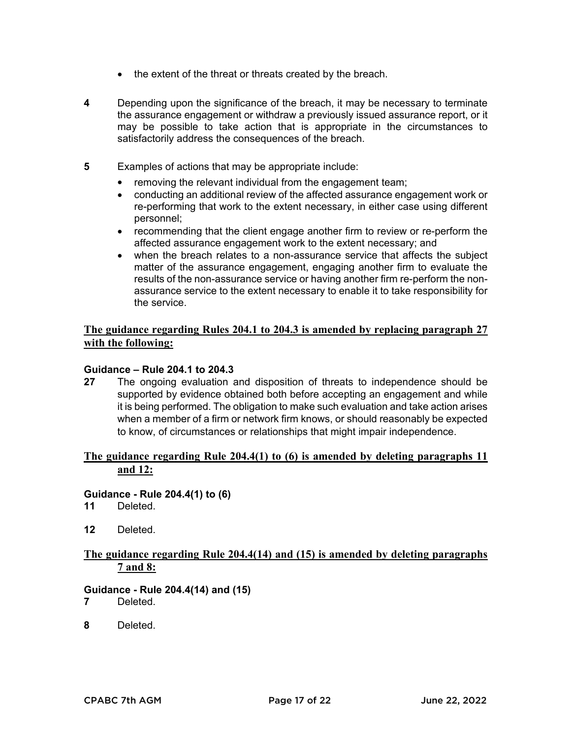- the extent of the threat or threats created by the breach.

**4** Depending upon the significance of the breach, it may be necessary to terminate the assurance engagement or withdraw a previously issued assurance report, or it may be possible to take action that is appropriate in the circumstances to satisfactorily address the consequences of the breach.

**5** Examples of actions that may be appropriate include:

- removing the relevant individual from the engagement team;
- conducting an additional review of the affected assurance engagement work or re-performing that work to the extent necessary, in either case using different personnel;
- recommending that the client engage another firm to review or re-perform the affected assurance engagement work to the extent necessary; and
- when the breach relates to a non-assurance service that affects the subject matter of the assurance engagement, engaging another firm to evaluate the results of the non-assurance service or having another firm re-perform the non-assurance service to the extent necessary to enable it to take responsibility for the service.

**The guidance regarding Rules 204.1 to 204.3 is amended by replacing paragraph 27 with the following:**

**Guidance – Rule 204.1 to 204.3**

**27** The ongoing evaluation and disposition of threats to independence should be supported by evidence obtained both before accepting an engagement and while it is being performed. The obligation to make such evaluation and take action arises when a member of a firm or network firm knows, or should reasonably be expected to know, of circumstances or relationships that might impair independence.

**The guidance regarding Rule 204.4(1) to (6) is amended by deleting paragraphs 11 and 12:**

**Guidance - Rule 204.4(1) to (6)**

**11** Deleted.

**12** Deleted.

**The guidance regarding Rule 204.4(14) and (15) is amended by deleting paragraphs 7 and 8:**

**Guidance - Rule 204.4(14) and (15)**

**7** Deleted.

**8** Deleted.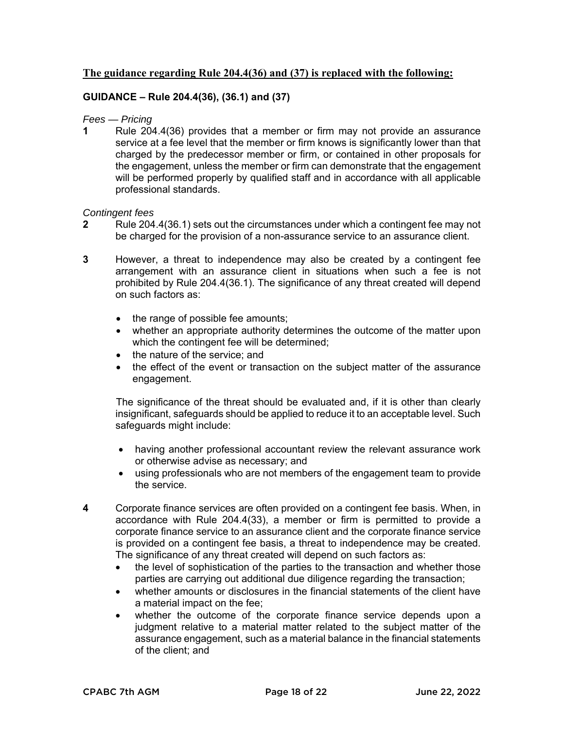**The guidance regarding Rule 204.4(36) and (37) is replaced with the following:**

**GUIDANCE – Rule 204.4(36), (36.1) and (37)**

*Fees — Pricing*

**1** Rule 204.4(36) provides that a member or firm may not provide an assurance service at a fee level that the member or firm knows is significantly lower than that charged by the predecessor member or firm, or contained in other proposals for the engagement, unless the member or firm can demonstrate that the engagement will be performed properly by qualified staff and in accordance with all applicable professional standards.

*Contingent fees*

**2** Rule 204.4(36.1) sets out the circumstances under which a contingent fee may not be charged for the provision of a non-assurance service to an assurance client.

**3** However, a threat to independence may also be created by a contingent fee arrangement with an assurance client in situations when such a fee is not prohibited by Rule 204.4(36.1). The significance of any threat created will depend on such factors as:

- the range of possible fee amounts;
- whether an appropriate authority determines the outcome of the matter upon which the contingent fee will be determined;
- the nature of the service; and
- the effect of the event or transaction on the subject matter of the assurance engagement.

The significance of the threat should be evaluated and, if it is other than clearly insignificant, safeguards should be applied to reduce it to an acceptable level. Such safeguards might include:

- having another professional accountant review the relevant assurance work or otherwise advise as necessary; and
- using professionals who are not members of the engagement team to provide the service.

**4** Corporate finance services are often provided on a contingent fee basis. When, in accordance with Rule 204.4(33), a member or firm is permitted to provide a corporate finance service to an assurance client and the corporate finance service is provided on a contingent fee basis, a threat to independence may be created. The significance of any threat created will depend on such factors as:

- the level of sophistication of the parties to the transaction and whether those parties are carrying out additional due diligence regarding the transaction;
- whether amounts or disclosures in the financial statements of the client have a material impact on the fee;
- whether the outcome of the corporate finance service depends upon a judgment relative to a material matter related to the subject matter of the assurance engagement, such as a material balance in the financial statements of the client; and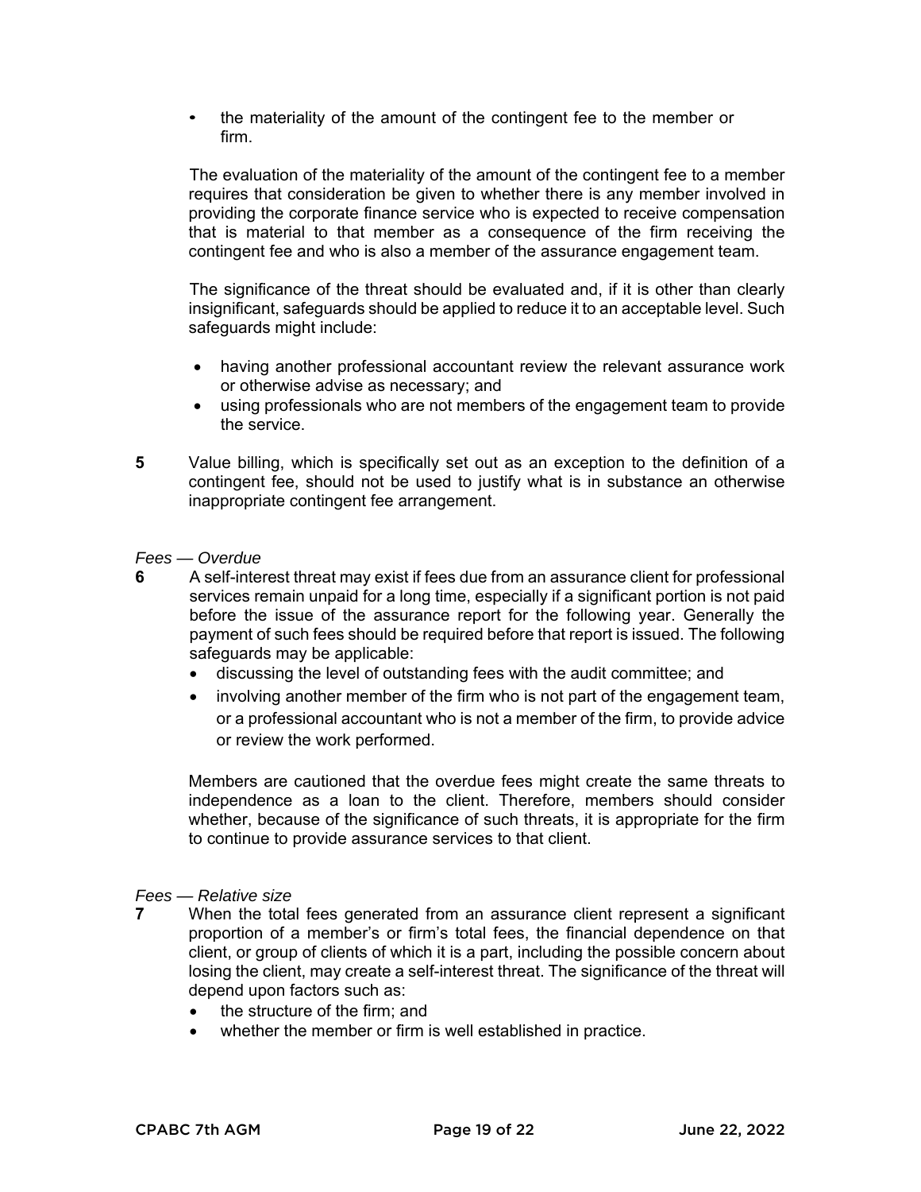- the materiality of the amount of the contingent fee to the member or firm.

The evaluation of the materiality of the amount of the contingent fee to a member requires that consideration be given to whether there is any member involved in providing the corporate finance service who is expected to receive compensation that is material to that member as a consequence of the firm receiving the contingent fee and who is also a member of the assurance engagement team.

The significance of the threat should be evaluated and, if it is other than clearly insignificant, safeguards should be applied to reduce it to an acceptable level. Such safeguards might include:

- having another professional accountant review the relevant assurance work or otherwise advise as necessary; and
- using professionals who are not members of the engagement team to provide the service.

**5** Value billing, which is specifically set out as an exception to the definition of a contingent fee, should not be used to justify what is in substance an otherwise inappropriate contingent fee arrangement.

*Fees — Overdue*

**6** A self-interest threat may exist if fees due from an assurance client for professional services remain unpaid for a long time, especially if a significant portion is not paid before the issue of the assurance report for the following year. Generally the payment of such fees should be required before that report is issued. The following safeguards may be applicable:

- discussing the level of outstanding fees with the audit committee; and
- involving another member of the firm who is not part of the engagement team, or a professional accountant who is not a member of the firm, to provide advice or review the work performed.

Members are cautioned that the overdue fees might create the same threats to independence as a loan to the client. Therefore, members should consider whether, because of the significance of such threats, it is appropriate for the firm to continue to provide assurance services to that client.

*Fees — Relative size*

**7** When the total fees generated from an assurance client represent a significant proportion of a member's or firm's total fees, the financial dependence on that client, or group of clients of which it is a part, including the possible concern about losing the client, may create a self-interest threat. The significance of the threat will depend upon factors such as:

- the structure of the firm; and
- whether the member or firm is well established in practice.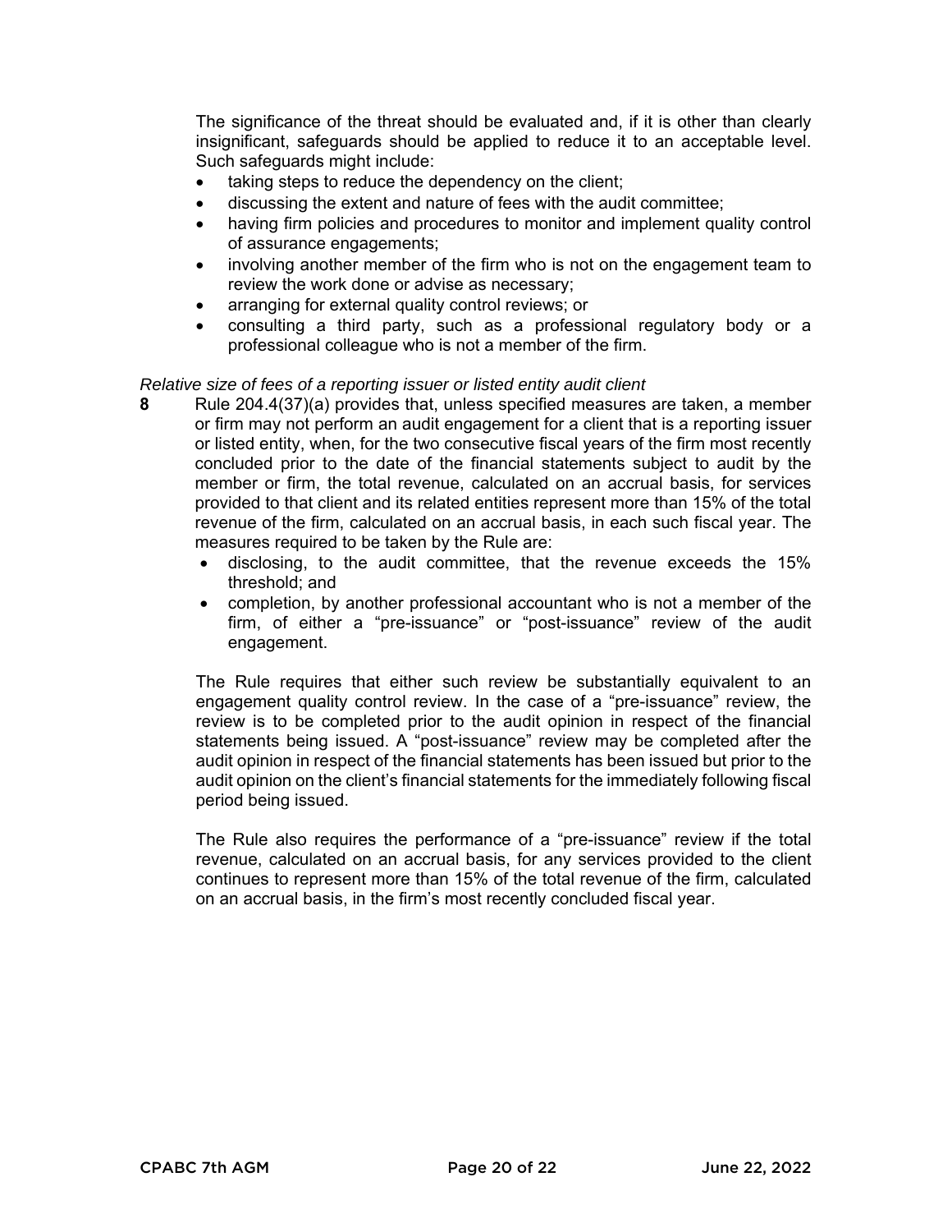The significance of the threat should be evaluated and, if it is other than clearly insignificant, safeguards should be applied to reduce it to an acceptable level. Such safeguards might include:

- taking steps to reduce the dependency on the client;
- discussing the extent and nature of fees with the audit committee;
- having firm policies and procedures to monitor and implement quality control of assurance engagements;
- involving another member of the firm who is not on the engagement team to review the work done or advise as necessary;
- arranging for external quality control reviews; or
- consulting a third party, such as a professional regulatory body or a professional colleague who is not a member of the firm.

*Relative size of fees of a reporting issuer or listed entity audit client*

**8** Rule 204.4(37)(a) provides that, unless specified measures are taken, a member or firm may not perform an audit engagement for a client that is a reporting issuer or listed entity, when, for the two consecutive fiscal years of the firm most recently concluded prior to the date of the financial statements subject to audit by the member or firm, the total revenue, calculated on an accrual basis, for services provided to that client and its related entities represent more than 15% of the total revenue of the firm, calculated on an accrual basis, in each such fiscal year. The measures required to be taken by the Rule are:

- disclosing, to the audit committee, that the revenue exceeds the 15% threshold; and
- completion, by another professional accountant who is not a member of the firm, of either a "pre-issuance" or "post-issuance" review of the audit engagement.

The Rule requires that either such review be substantially equivalent to an engagement quality control review. In the case of a "pre-issuance" review, the review is to be completed prior to the audit opinion in respect of the financial statements being issued. A "post-issuance" review may be completed after the audit opinion in respect of the financial statements has been issued but prior to the audit opinion on the client's financial statements for the immediately following fiscal period being issued.

The Rule also requires the performance of a "pre-issuance" review if the total revenue, calculated on an accrual basis, for any services provided to the client continues to represent more than 15% of the total revenue of the firm, calculated on an accrual basis, in the firm's most recently concluded fiscal year.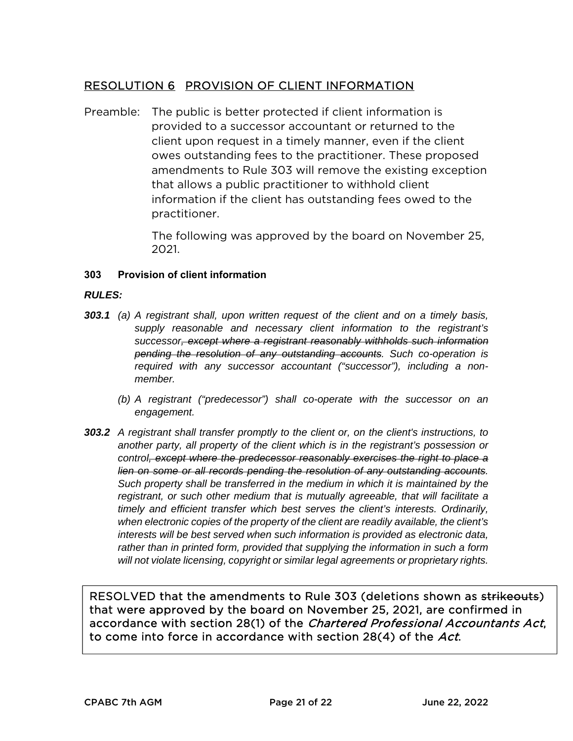## RESOLUTION 6 PROVISION OF CLIENT INFORMATION

Preamble: The public is better protected if client information is provided to a successor accountant or returned to the client upon request in a timely manner, even if the client owes outstanding fees to the practitioner. These proposed amendments to Rule 303 will remove the existing exception that allows a public practitioner to withhold client information if the client has outstanding fees owed to the practitioner.

The following was approved by the board on November 25, 2021.

**303 Provision of client information**

***RULES:***

***303.1*** *(a) A registrant shall, upon written request of the client and on a timely basis, supply reasonable and necessary client information to the registrant's successor~~, except where a registrant reasonably withholds such information pending the resolution of any outstanding accounts~~. Such co-operation is required with any successor accountant ("successor"), including a non-member.*

*(b) A registrant ("predecessor") shall co-operate with the successor on an engagement.*

***303.2*** *A registrant shall transfer promptly to the client or, on the client's instructions, to another party, all property of the client which is in the registrant's possession or control~~, except where the predecessor reasonably exercises the right to place a lien on some or all records pending the resolution of any outstanding accounts~~. Such property shall be transferred in the medium in which it is maintained by the registrant, or such other medium that is mutually agreeable, that will facilitate a timely and efficient transfer which best serves the client's interests. Ordinarily, when electronic copies of the property of the client are readily available, the client's interests will be best served when such information is provided as electronic data, rather than in printed form, provided that supplying the information in such a form will not violate licensing, copyright or similar legal agreements or proprietary rights.*

RESOLVED that the amendments to Rule 303 (deletions shown as ~~strikeouts~~) that were approved by the board on November 25, 2021, are confirmed in accordance with section 28(1) of the *Chartered Professional Accountants Act*, to come into force in accordance with section 28(4) of the *Act*.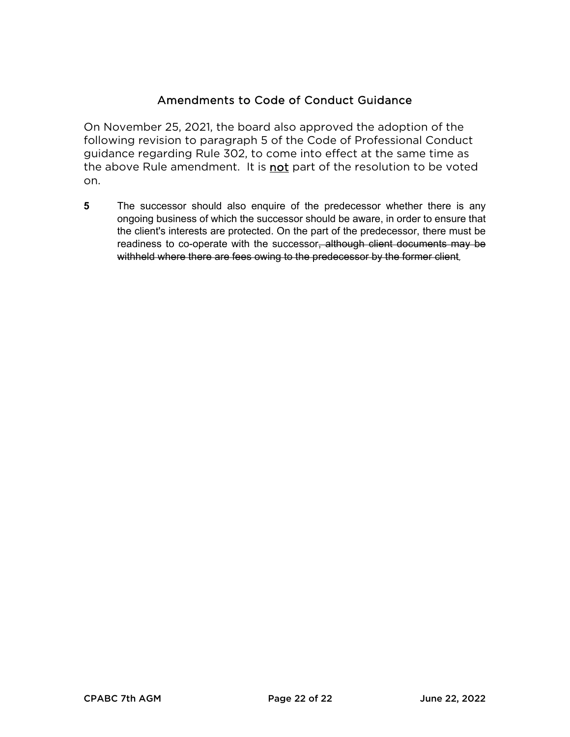## Amendments to Code of Conduct Guidance

On November 25, 2021, the board also approved the adoption of the following revision to paragraph 5 of the Code of Professional Conduct guidance regarding Rule 302, to come into effect at the same time as the above Rule amendment. It is <u>not</u> part of the resolution to be voted on.

**5** The successor should also enquire of the predecessor whether there is any ongoing business of which the successor should be aware, in order to ensure that the client's interests are protected. On the part of the predecessor, there must be readiness to co-operate with the successor~~, although client documents may be withheld where there are fees owing to the predecessor by the former client~~.